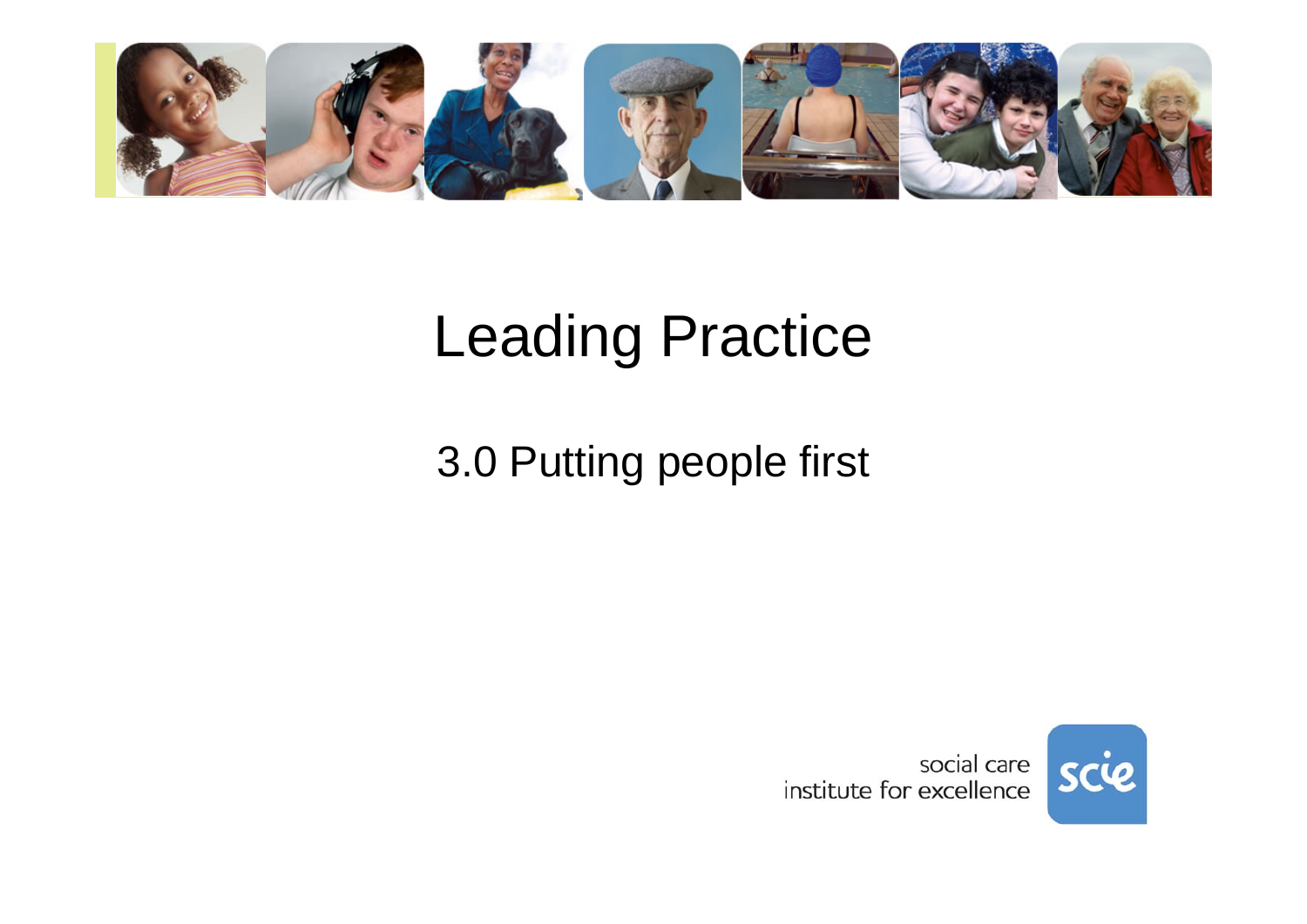# Leading Practice

## 3.0 Putting people first

social care institute for excellence

scie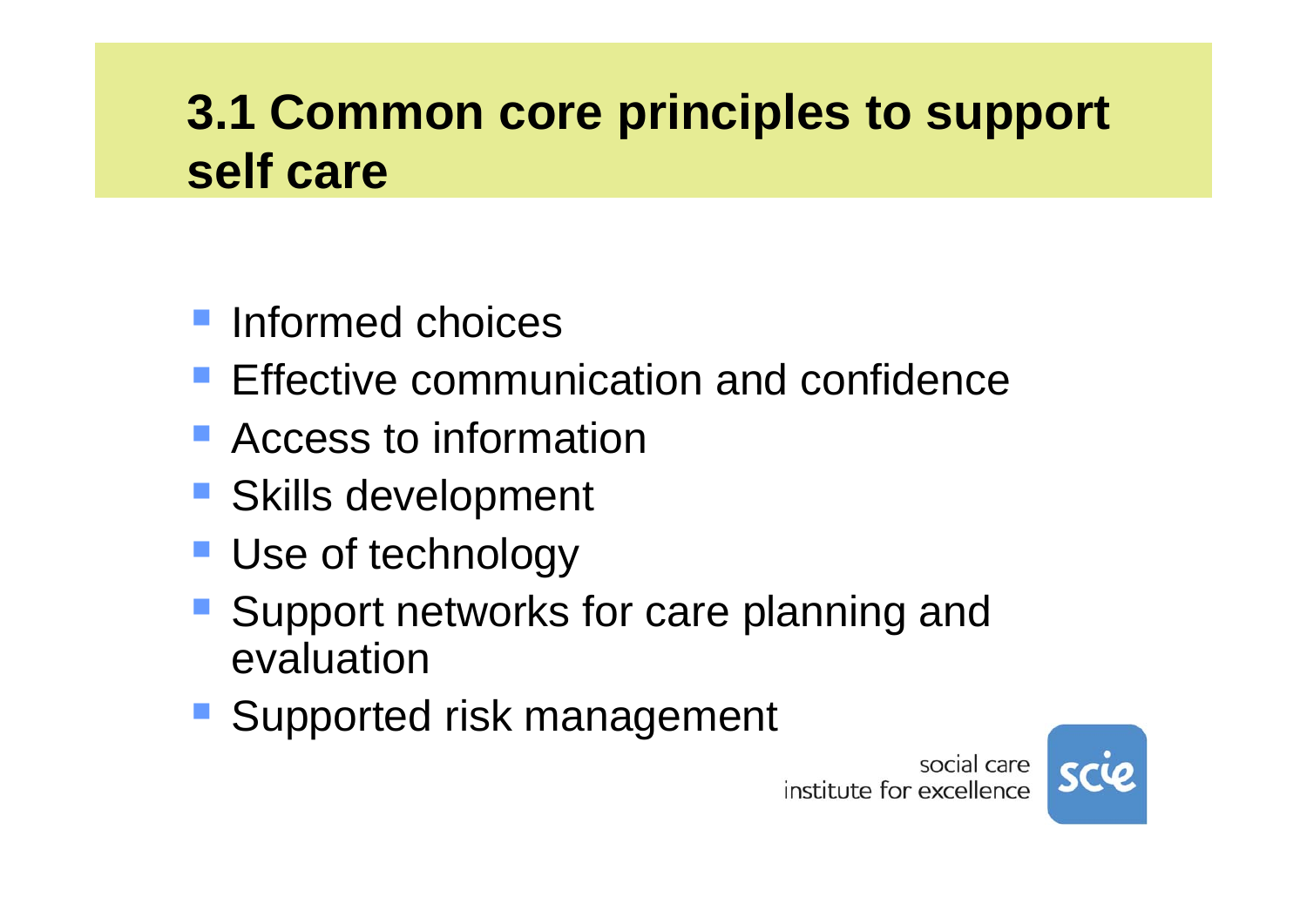# 3.1 Common core principles to support self care

- Informed choices
- Effective communication and confidence
- Access to information
- Skills development
- Use of technology
- Support networks for care planning and evaluation
- Supported risk management

social care institute for excellence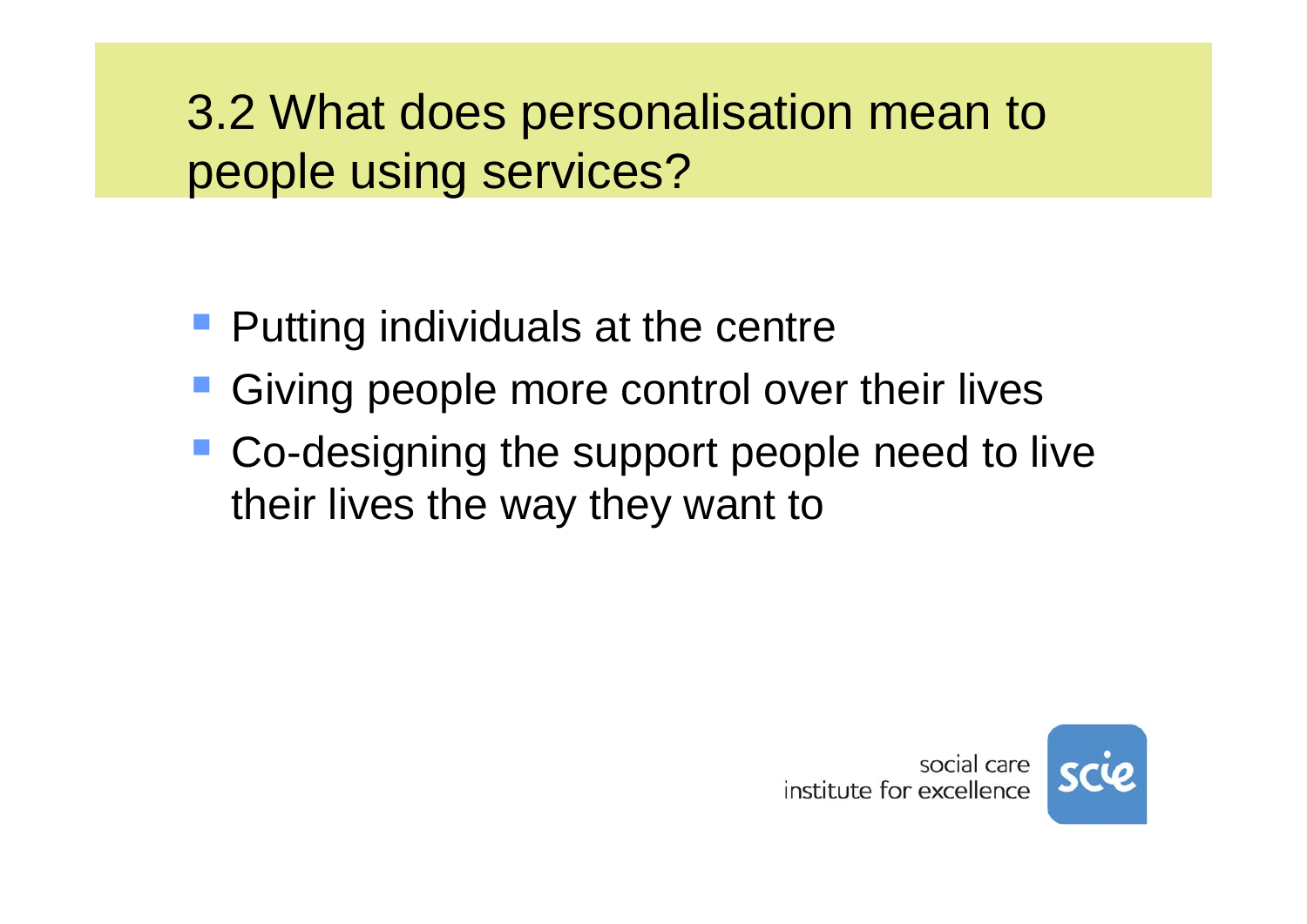# 3.2 What does personalisation mean to people using services?

- Putting individuals at the centre
- Giving people more control over their lives
- Co-designing the support people need to live their lives the way they want to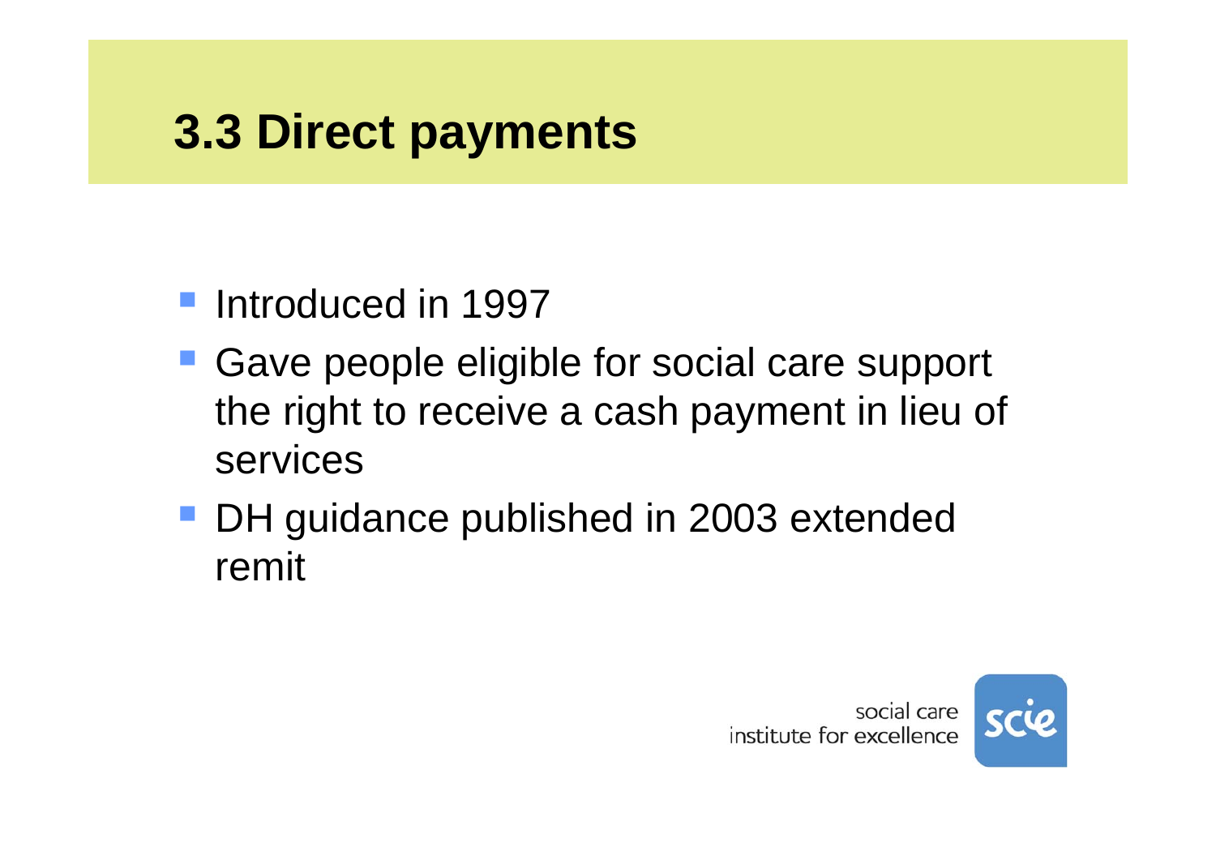# 3.3 Direct payments

- Introduced in 1997
- Gave people eligible for social care support the right to receive a cash payment in lieu of services
- DH guidance published in 2003 extended remit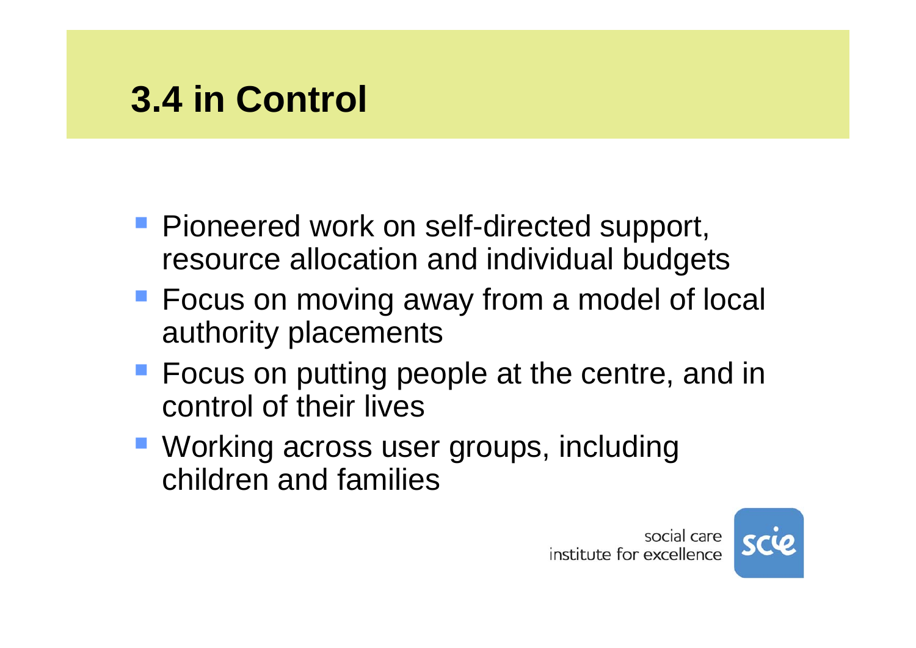# 3.4 in Control

- Pioneered work on self-directed support, resource allocation and individual budgets
- Focus on moving away from a model of local authority placements
- Focus on putting people at the centre, and in control of their lives
- Working across user groups, including children and families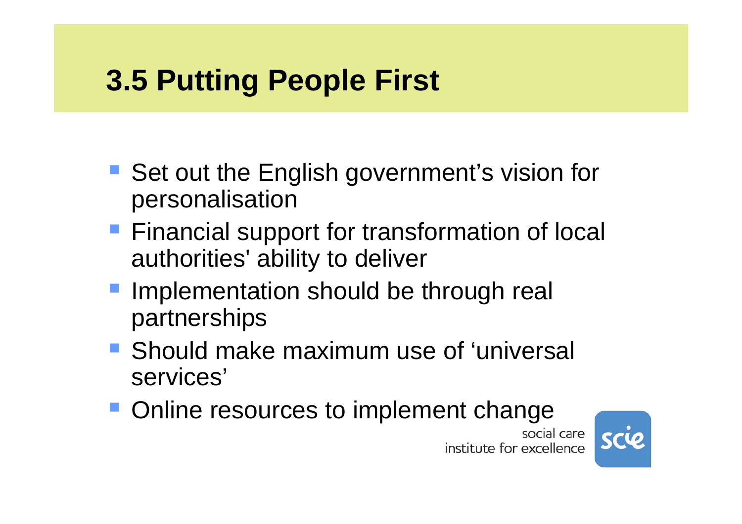# 3.5 Putting People First

- Set out the English government's vision for personalisation
- Financial support for transformation of local authorities' ability to deliver
- Implementation should be through real partnerships
- Should make maximum use of 'universal services'
- Online resources to implement change

social care institute for excellence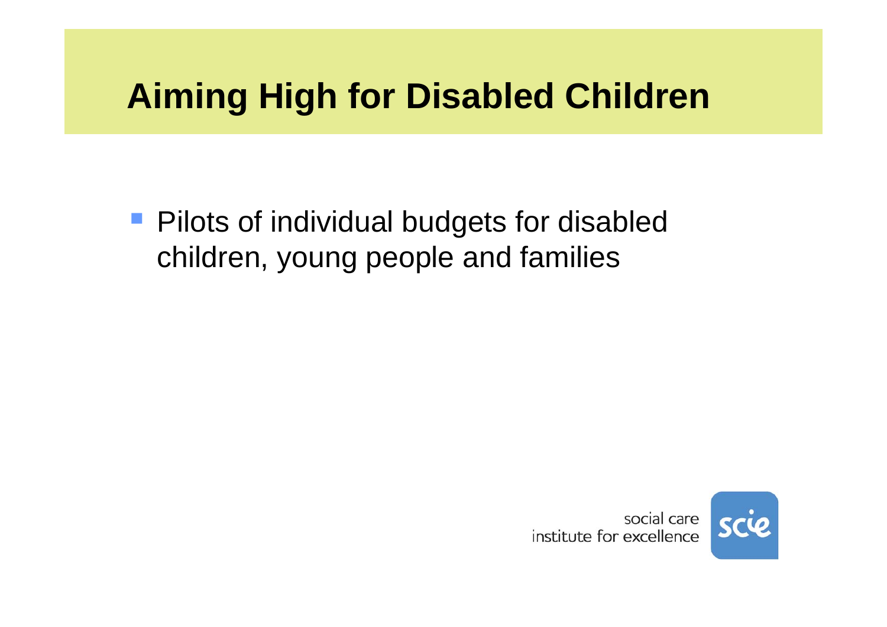# Aiming High for Disabled Children

- Pilots of individual budgets for disabled children, young people and families

social care institute for excellence